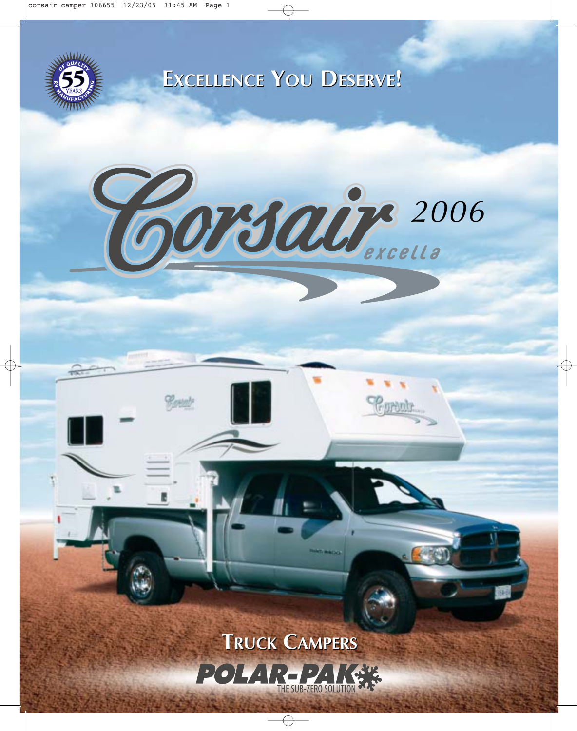55 YEARS OF QUALITY RV MANUFACTURING

# Excellence You Deserve!

# Corsair *excella* 2006

## Truck Campers

**POLAR-PAK** THE SUB-ZERO SOLUTION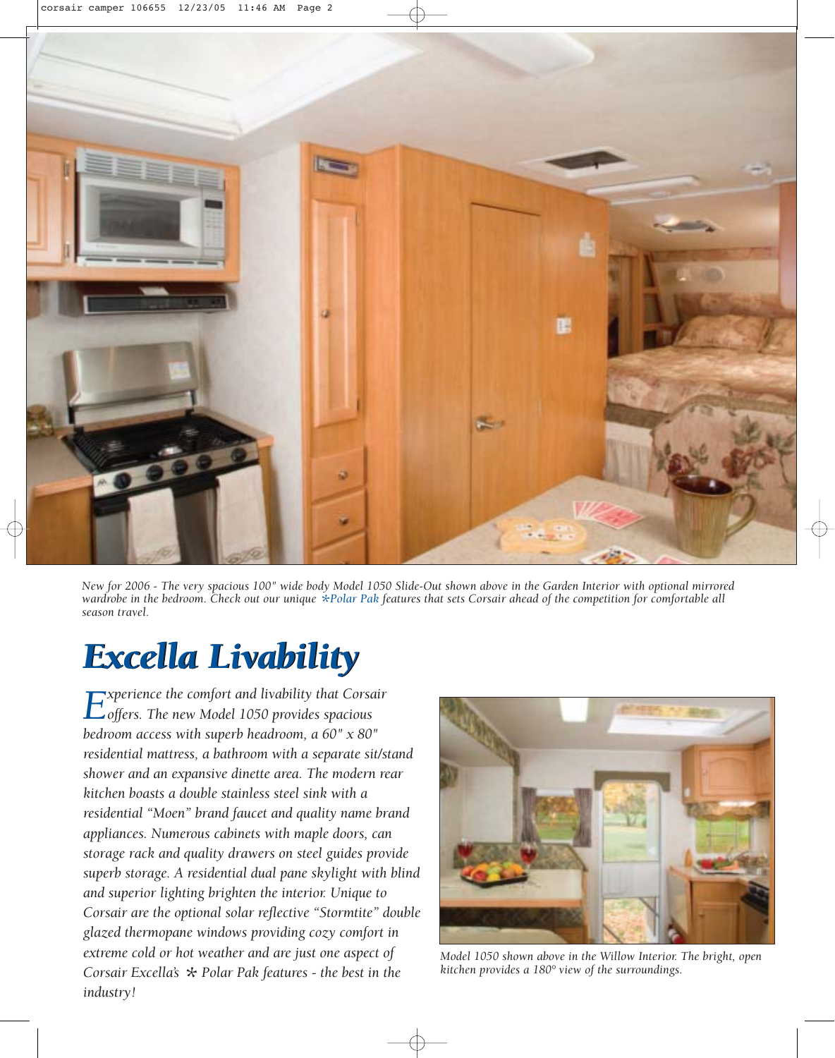*New for 2006 - The very spacious 100" wide body Model 1050 Slide-Out shown above in the Garden Interior with optional mirrored wardrobe in the bedroom. Check out our unique ✲Polar Pak features that sets Corsair ahead of the competition for comfortable all season travel.*

# *Excella Livability*

*Experience the comfort and livability that Corsair offers. The new Model 1050 provides spacious bedroom access with superb headroom, a 60" x 80" residential mattress, a bathroom with a separate sit/stand shower and an expansive dinette area. The modern rear kitchen boasts a double stainless steel sink with a residential "Moen" brand faucet and quality name brand appliances. Numerous cabinets with maple doors, can storage rack and quality drawers on steel guides provide superb storage. A residential dual pane skylight with blind and superior lighting brighten the interior. Unique to Corsair are the optional solar reflective "Stormtite" double glazed thermopane windows providing cozy comfort in extreme cold or hot weather and are just one aspect of Corsair Excella's ✲ Polar Pak features - the best in the industry!*

*Model 1050 shown above in the Willow Interior. The bright, open kitchen provides a 180° view of the surroundings.*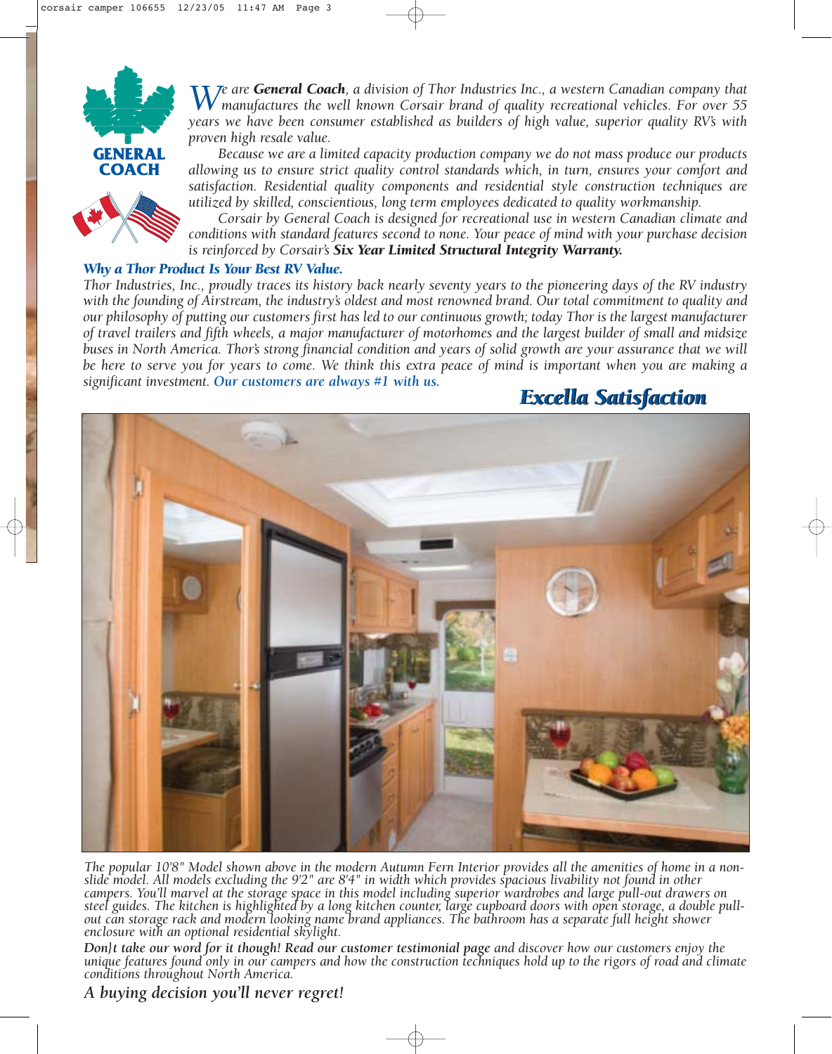GENERAL COACH

*We are **General Coach**, a division of Thor Industries Inc., a western Canadian company that manufactures the well known Corsair brand of quality recreational vehicles. For over 55 years we have been consumer established as builders of high value, superior quality RV's with proven high resale value.*

*Because we are a limited capacity production company we do not mass produce our products allowing us to ensure strict quality control standards which, in turn, ensures your comfort and satisfaction. Residential quality components and residential style construction techniques are utilized by skilled, conscientious, long term employees dedicated to quality workmanship.*

*Corsair by General Coach is designed for recreational use in western Canadian climate and conditions with standard features second to none. Your peace of mind with your purchase decision is reinforced by Corsair's **Six Year Limited Structural Integrity Warranty.***

### *Why a Thor Product Is Your Best RV Value.*

*Thor Industries, Inc., proudly traces its history back nearly seventy years to the pioneering days of the RV industry with the founding of Airstream, the industry's oldest and most renowned brand. Our total commitment to quality and our philosophy of putting our customers first has led to our continuous growth; today Thor is the largest manufacturer of travel trailers and fifth wheels, a major manufacturer of motorhomes and the largest builder of small and midsize buses in North America. Thor's strong financial condition and years of solid growth are your assurance that we will be here to serve you for years to come. We think this extra peace of mind is important when you are making a significant investment. Our customers are always #1 with us.*

## *Excella Satisfaction*

*The popular 10'8" Model shown above in the modern Autumn Fern Interior provides all the amenities of home in a non-slide model. All models excluding the 9'2" are 8'4" in width which provides spacious livability not found in other campers. You'll marvel at the storage space in this model including superior wardrobes and large pull-out drawers on steel guides. The kitchen is highlighted by a long kitchen counter, large cupboard doors with open storage, a double pull-out can storage rack and modern looking name brand appliances. The bathroom has a separate full height shower enclosure with an optional residential skylight.*

***Don}t take our word for it though! Read our customer testimonial page** and discover how our customers enjoy the unique features found only in our campers and how the construction techniques hold up to the rigors of road and climate conditions throughout North America.*

*A buying decision you'll never regret!*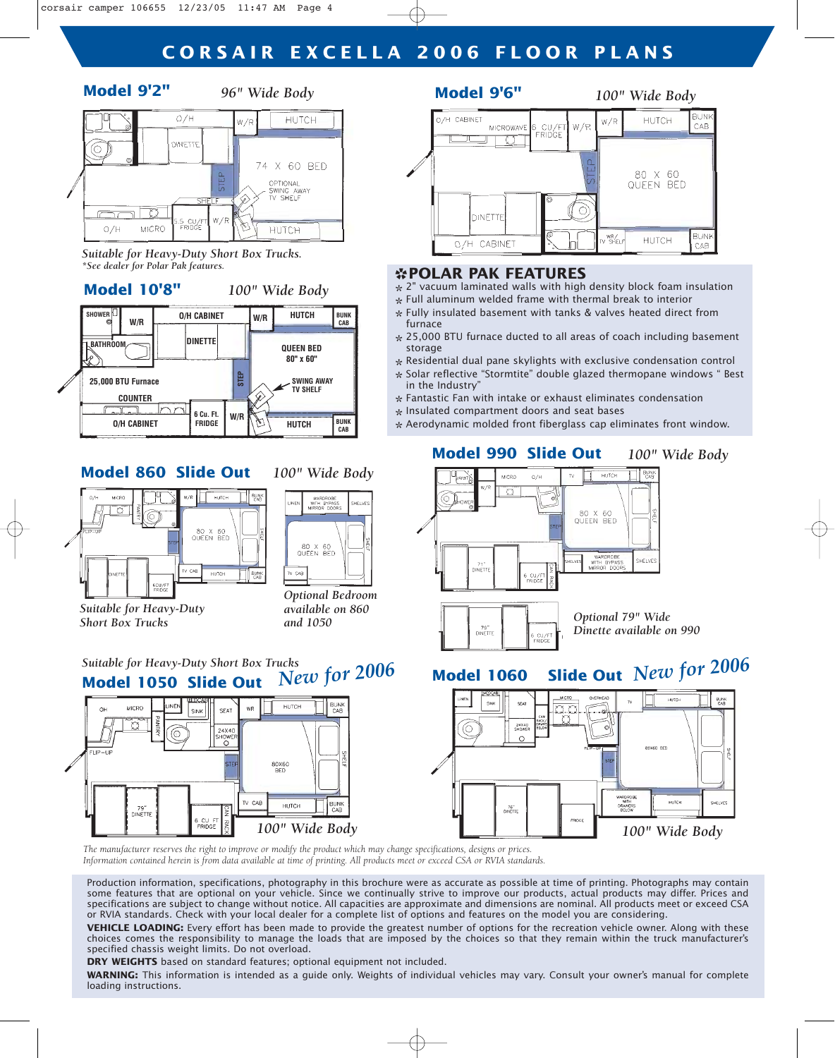# CORSAIR EXCELLA 2006 FLOOR PLANS

## Model 9'2"

*96" Wide Body*

O/H
W/R
HUTCH
DINETTE
STEP
74 X 60 BED
OPTIONAL SWING AWAY TV SHELF
SHELF
O/H
MICRO
5.5 CU/FT FRIDGE
W/R
HUTCH

*Suitable for Heavy-Duty Short Box Trucks.*
*\*See dealer for Polar Pak features.*

## Model 9'6"

*100" Wide Body*

O/H CABINET
MICROWAVE
6 CU/FT FRIDGE
W/R
W/R
HUTCH
BUNK CAB
STEP
80 X 60 QUEEN BED
DINETTE
O/H CABINET
WR/ TV SHELF
HUTCH
BUNK CAB

## Model 10'8"

*100" Wide Body*

SHOWER
W/R
O/H CABINET
W/R
HUTCH
BUNK CAB
BATHROOM
DINETTE
QUEEN BED 80" x 60"
25,000 BTU Furnace
STEP
SWING AWAY TV SHELF
COUNTER
O/H CABINET
6 Cu. Ft. FRIDGE
W/R
HUTCH
BUNK CAB

## POLAR PAK FEATURES

- 2" vacuum laminated walls with high density block foam insulation
- Full aluminum welded frame with thermal break to interior
- Fully insulated basement with tanks & valves heated direct from furnace
- 25,000 BTU furnace ducted to all areas of coach including basement storage
- Residential dual pane skylights with exclusive condensation control
- Solar reflective "Stormtite" double glazed thermopane windows " Best in the Industry"
- Fantastic Fan with intake or exhaust eliminates condensation
- Insulated compartment doors and seat bases
- Aerodynamic molded front fiberglass cap eliminates front window.

## Model 860 Slide Out

*100" Wide Body*

O/H
MICRO
PANTRY
W/R
HUTCH
BUNK CAB
FLIP-UP
STEP
80 X 60 QUEEN BED
SHELF
DINETTE
6CU/FT FRIDGE
TV CAB
HUTCH
BUNK CAB

LINEN
WARDROBE WITH BYPASS MIRROR DOORS
SHELVES
80 X 60 QUEEN BED
SHELF
TV CAB

*Suitable for Heavy-Duty Short Box Trucks*

*Optional Bedroom available on 860 and 1050*

## Model 990 Slide Out

*100" Wide Body*

MICRO
O/H
TV
HUTCH
BUNK CAB
W/R
SHOWER
80 X 60 QUEEN BED
SHELF
STEP
71" DINETTE
6 CU/FT FRIDGE
CAN RACK
SHELVES
WARDROBE WITH BYPASS MIRROR DOORS
SHELVES

79" DINETTE
6 CU/FT FRIDGE

*Optional 79" Wide Dinette available on 990*

*Suitable for Heavy-Duty Short Box Trucks*

## Model 1050 Slide Out *New for 2006*

OH
MICRO
LINEN
MEDCAB
SINK
PANTRY
SEAT
24X40 SHOWER
WR
HUTCH
BUNK CAB
FLIP-UP
STEP
80X60 BED
SHELF
79" DINETTE
6 CU FT FRIDGE
CAN RACK
TV CAB
HUTCH
BUNK CAB

*100" Wide Body*

## Model 1060 Slide Out *New for 2006*

LINEN
MEDCAB
SINK
SEAT
CAN RACK/DRAWER BELOW
24X40 SHOWER
MICRO
OVERHEAD
TV
HUTCH
BUNK CAB
FLIP-UP
80X60 BED
SHELF
STEP
76" DINETTE
FRIDGE
WARDROBE WITH DRAWERS BELOW
HUTCH
SHELVES

*100" Wide Body*

*The manufacturer reserves the right to improve or modify the product which may change specifications, designs or prices.*
*Information contained herein is from data available at time of printing. All products meet or exceed CSA or RVIA standards.*

Production information, specifications, photography in this brochure were as accurate as possible at time of printing. Photographs may contain some features that are optional on your vehicle. Since we continually strive to improve our products, actual products may differ. Prices and specifications are subject to change without notice. All capacities are approximate and dimensions are nominal. All products meet or exceed CSA or RVIA standards. Check with your local dealer for a complete list of options and features on the model you are considering.

**VEHICLE LOADING:** Every effort has been made to provide the greatest number of options for the recreation vehicle owner. Along with these choices comes the responsibility to manage the loads that are imposed by the choices so that they remain within the truck manufacturer's specified chassis weight limits. Do not overload.

**DRY WEIGHTS** based on standard features; optional equipment not included.

**WARNING:** This information is intended as a guide only. Weights of individual vehicles may vary. Consult your owner's manual for complete loading instructions.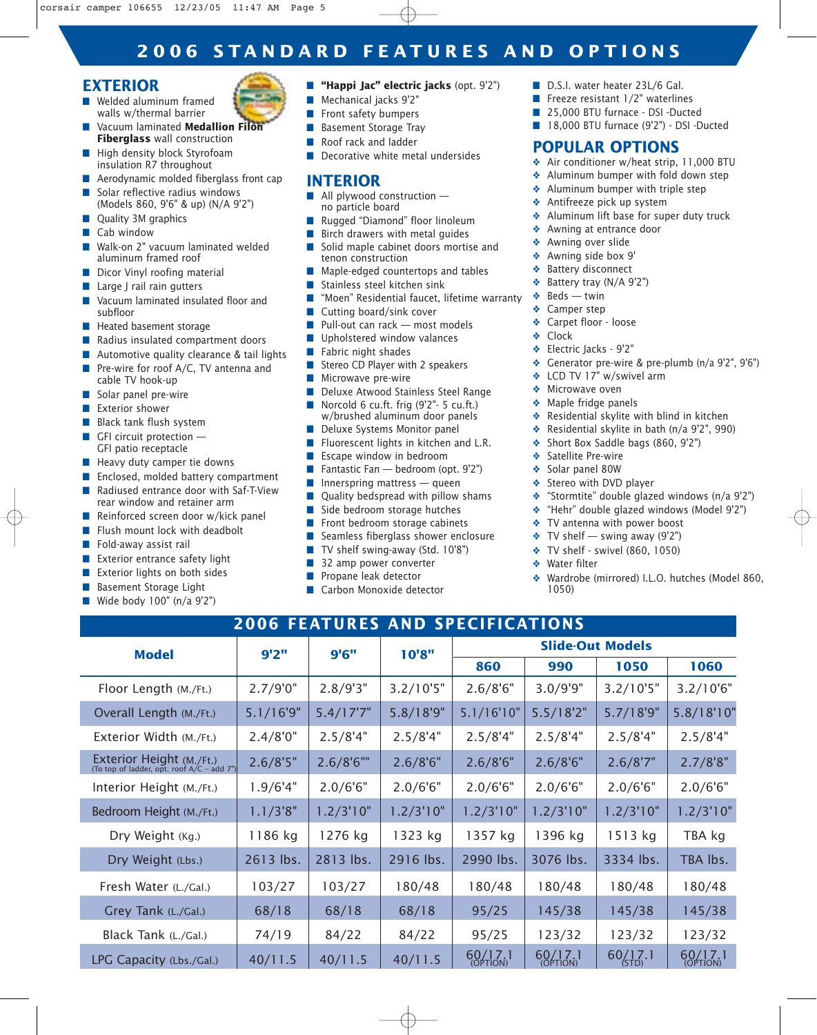# 2006 STANDARD FEATURES AND OPTIONS

## EXTERIOR

- Welded aluminum framed walls w/thermal barrier
- Vacuum laminated **Medallion Filon Fiberglass** wall construction
- High density block Styrofoam insulation R7 throughout
- Aerodynamic molded fiberglass front cap
- Solar reflective radius windows (Models 860, 9'6" & up) (N/A 9'2")
- Quality 3M graphics
- Cab window
- Walk-on 2" vacuum laminated welded aluminum framed roof
- Dicor Vinyl roofing material
- Large J rail rain gutters
- Vacuum laminated insulated floor and subfloor
- Heated basement storage
- Radius insulated compartment doors
- Automotive quality clearance & tail lights
- Pre-wire for roof A/C, TV antenna and cable TV hook-up
- Solar panel pre-wire
- Exterior shower
- Black tank flush system
- GFI circuit protection — GFI patio receptacle
- Heavy duty camper tie downs
- Enclosed, molded battery compartment
- Radiused entrance door with Saf-T-View rear window and retainer arm
- Reinforced screen door w/kick panel
- Flush mount lock with deadbolt
- Fold-away assist rail
- Exterior entrance safety light
- Exterior lights on both sides
- Basement Storage Light
- Wide body 100" (n/a 9'2")
- **"Happi Jac" electric jacks** (opt. 9'2")
- Mechanical jacks 9'2"
- Front safety bumpers
- Basement Storage Tray
- Roof rack and ladder
- Decorative white metal undersides

## INTERIOR

- All plywood construction — no particle board
- Rugged "Diamond" floor linoleum
- Birch drawers with metal guides
- Solid maple cabinet doors mortise and tenon construction
- Maple-edged countertops and tables
- Stainless steel kitchen sink
- "Moen" Residential faucet, lifetime warranty
- Cutting board/sink cover
- Pull-out can rack — most models
- Upholstered window valances
- Fabric night shades
- Stereo CD Player with 2 speakers
- Microwave pre-wire
- Deluxe Atwood Stainless Steel Range
- Norcold 6 cu.ft. frig (9'2"- 5 cu.ft.) w/brushed aluminum door panels
- Deluxe Systems Monitor panel
- Fluorescent lights in kitchen and L.R.
- Escape window in bedroom
- Fantastic Fan — bedroom (opt. 9'2")
- Innerspring mattress — queen
- Quality bedspread with pillow shams
- Side bedroom storage hutches
- Front bedroom storage cabinets
- Seamless fiberglass shower enclosure
- TV shelf swing-away (Std. 10'8")
- 32 amp power converter
- Propane leak detector
- Carbon Monoxide detector
- D.S.I. water heater 23L/6 Gal.
- Freeze resistant 1/2" waterlines
- 25,000 BTU furnace - DSI -Ducted
- 18,000 BTU furnace (9'2") - DSI -Ducted

## POPULAR OPTIONS

- Air conditioner w/heat strip, 11,000 BTU
- Aluminum bumper with fold down step
- Aluminum bumper with triple step
- Antifreeze pick up system
- Aluminum lift base for super duty truck
- Awning at entrance door
- Awning over slide
- Awning side box 9'
- Battery disconnect
- Battery tray (N/A 9'2")
- Beds — twin
- Camper step
- Carpet floor - loose
- Clock
- Electric Jacks - 9'2"
- Generator pre-wire & pre-plumb (n/a 9'2", 9'6")
- LCD TV 17" w/swivel arm
- Microwave oven
- Maple fridge panels
- Residential skylite with blind in kitchen
- Residential skylite in bath (n/a 9'2", 990)
- Short Box Saddle bags (860, 9'2")
- Satellite Pre-wire
- Solar panel 80W
- Stereo with DVD player
- "Stormtite" double glazed windows (n/a 9'2")
- "Hehr" double glazed windows (Model 9'2")
- TV antenna with power boost
- TV shelf — swing away (9'2")
- TV shelf - swivel (860, 1050)
- Water filter
- Wardrobe (mirrored) I.L.O. hutches (Model 860, 1050)

# 2006 FEATURES AND SPECIFICATIONS

| Model | 9'2" | 9'6" | 10'8" | Slide-Out Models | | | |
|---|---|---|---|---|---|---|---|
| | | | | 860 | 990 | 1050 | 1060 |
| Floor Length (M./Ft.) | 2.7/9'0" | 2.8/9'3" | 3.2/10'5" | 2.6/8'6" | 3.0/9'9" | 3.2/10'5" | 3.2/10'6" |
| Overall Length (M./Ft.) | 5.1/16'9" | 5.4/17'7" | 5.8/18'9" | 5.1/16'10" | 5.5/18'2" | 5.7/18'9" | 5.8/18'10" |
| Exterior Width (M./Ft.) | 2.4/8'0" | 2.5/8'4" | 2.5/8'4" | 2.5/8'4" | 2.5/8'4" | 2.5/8'4" | 2.5/8'4" |
| Exterior Height (M./Ft.) (To top of ladder, opt. roof A/C – add 7") | 2.6/8'5" | 2.6/8'6"" | 2.6/8'6" | 2.6/8'6" | 2.6/8'6" | 2.6/8'7" | 2.7/8'8" |
| Interior Height (M./Ft.) | 1.9/6'4" | 2.0/6'6" | 2.0/6'6" | 2.0/6'6" | 2.0/6'6" | 2.0/6'6" | 2.0/6'6" |
| Bedroom Height (M./Ft.) | 1.1/3'8" | 1.2/3'10" | 1.2/3'10" | 1.2/3'10" | 1.2/3'10" | 1.2/3'10" | 1.2/3'10" |
| Dry Weight (Kg.) | 1186 kg | 1276 kg | 1323 kg | 1357 kg | 1396 kg | 1513 kg | TBA kg |
| Dry Weight (Lbs.) | 2613 lbs. | 2813 lbs. | 2916 lbs. | 2990 lbs. | 3076 lbs. | 3334 lbs. | TBA lbs. |
| Fresh Water (L./Gal.) | 103/27 | 103/27 | 180/48 | 180/48 | 180/48 | 180/48 | 180/48 |
| Grey Tank (L./Gal.) | 68/18 | 68/18 | 68/18 | 95/25 | 145/38 | 145/38 | 145/38 |
| Black Tank (L./Gal.) | 74/19 | 84/22 | 84/22 | 95/25 | 123/32 | 123/32 | 123/32 |
| LPG Capacity (Lbs./Gal.) | 40/11.5 | 40/11.5 | 40/11.5 | 60/17.1 (OPTION) | 60/17.1 (OPTION) | 60/17.1 (STD) | 60/17.1 (OPTION) |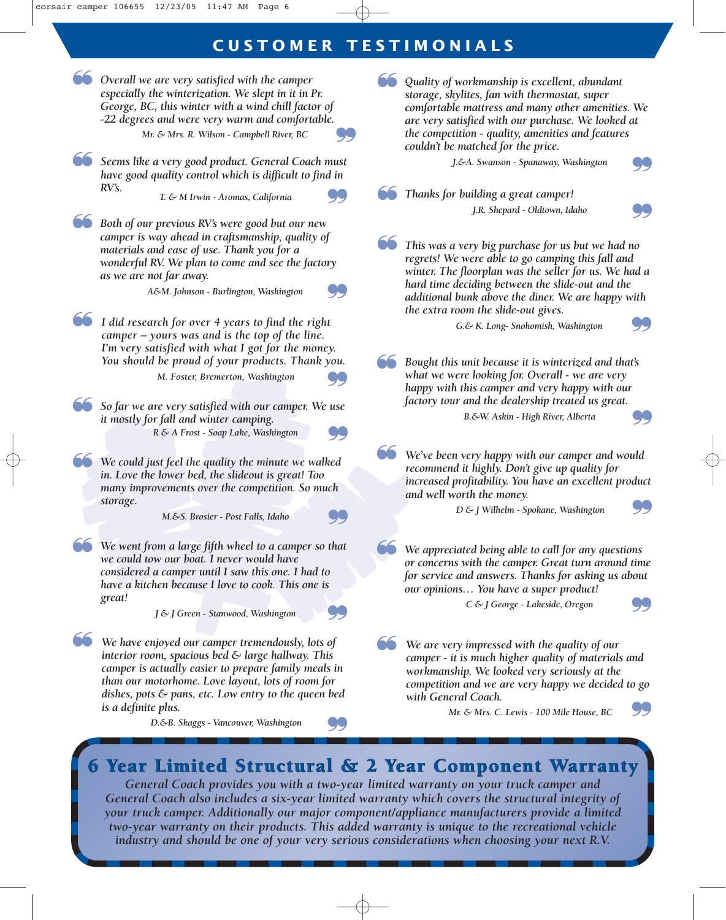# CUSTOMER TESTIMONIALS

*Overall we are very satisfied with the camper especially the winterization. We slept in it in Pr. George, BC, this winter with a wind chill factor of -22 degrees and were very warm and comfortable.*

Mr. & Mrs. R. Wilson - Campbell River, BC

*Seems like a very good product. General Coach must have good quality control which is difficult to find in RV's.*

T. & M Irwin - Aromas, California

*Both of our previous RV's were good but our new camper is way ahead in craftsmanship, quality of materials and ease of use. Thank you for a wonderful RV. We plan to come and see the factory as we are not far away.*

A&M. Johnson - Burlington, Washington

*I did research for over 4 years to find the right camper – yours was and is the top of the line. I'm very satisfied with what I got for the money. You should be proud of your products. Thank you.*

M. Foster, Bremerton, Washington

*So far we are very satisfied with our camper. We use it mostly for fall and winter camping.*

R & A Frost - Soap Lake, Washington

*We could just feel the quality the minute we walked in. Love the lower bed, the slideout is great! Too many improvements over the competition. So much storage.*

M.&S. Brosier - Post Falls, Idaho

*We went from a large fifth wheel to a camper so that we could tow our boat. I never would have considered a camper until I saw this one. I had to have a kitchen because I love to cook. This one is great!*

J & J Green - Stanwood, Washington

*We have enjoyed our camper tremendously, lots of interior room, spacious bed & large hallway. This camper is actually easier to prepare family meals in than our motorhome. Love layout, lots of room for dishes, pots & pans, etc. Low entry to the queen bed is a definite plus.*

D.&B. Skaggs - Vancouver, Washington

*Quality of workmanship is excellent, abundant storage, skylites, fan with thermostat, super comfortable mattress and many other amenities. We are very satisfied with our purchase. We looked at the competition - quality, amenities and features couldn't be matched for the price.*

J.&A. Swanson - Spanaway, Washington

*Thanks for building a great camper!*

J.R. Shepard - Oldtown, Idaho

*This was a very big purchase for us but we had no regrets! We were able to go camping this fall and winter. The floorplan was the seller for us. We had a hard time deciding between the slide-out and the additional bunk above the diner. We are happy with the extra room the slide-out gives.*

G.& K. Long- Snohomish, Washington

*Bought this unit because it is winterized and that's what we were looking for. Overall - we are very happy with this camper and very happy with our factory tour and the dealership treated us great.*

B.&W. Askin - High River, Alberta

*We've been very happy with our camper and would recommend it highly. Don't give up quality for increased profitability. You have an excellent product and well worth the money.*

D & J Wilhelm - Spokane, Washington

*We appreciated being able to call for any questions or concerns with the camper. Great turn around time for service and answers. Thanks for asking us about our opinions… You have a super product!*

C & J George - Lakeside, Oregon

*We are very impressed with the quality of our camper - it is much higher quality of materials and workmanship. We looked very seriously at the competition and we are very happy we decided to go with General Coach.*

Mr. & Mrs. C. Lewis - 100 Mile House, BC

## 6 Year Limited Structural & 2 Year Component Warranty

*General Coach provides you with a two-year limited warranty on your truck camper and General Coach also includes a six-year limited warranty which covers the structural integrity of your truck camper. Additionally our major component/appliance manufacturers provide a limited two-year warranty on their products. This added warranty is unique to the recreational vehicle industry and should be one of your very serious considerations when choosing your next R.V.*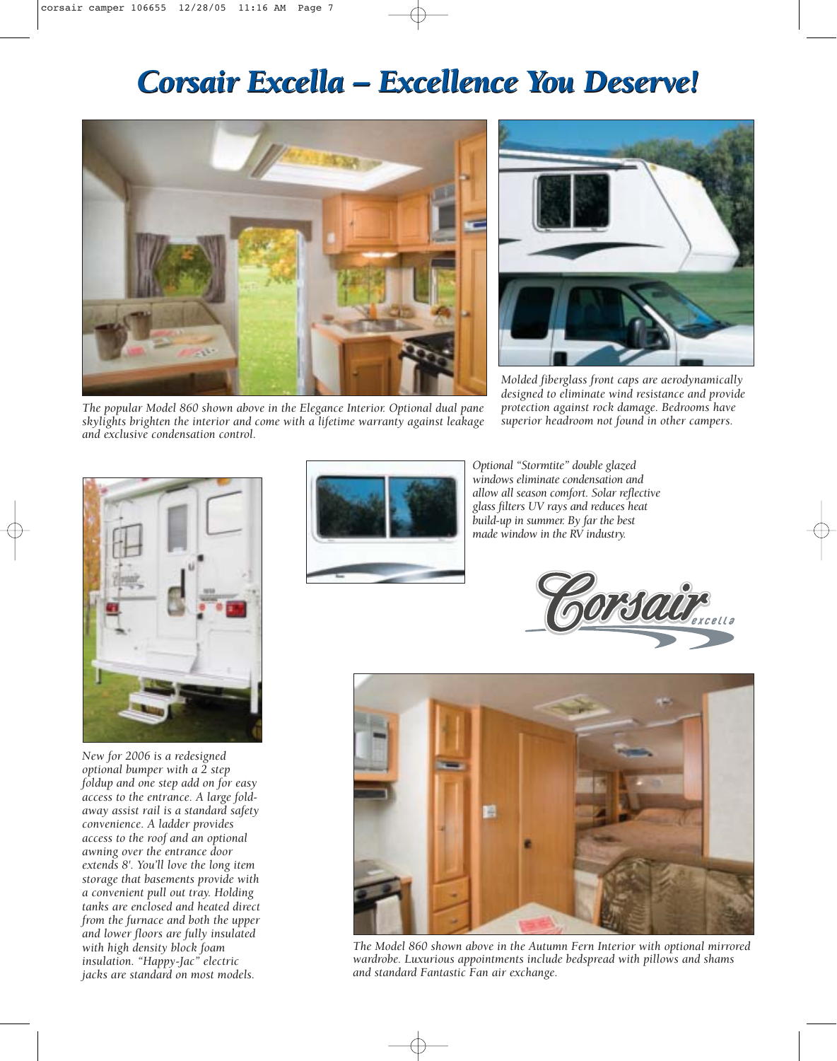# Corsair Excella – Excellence You Deserve!

*The popular Model 860 shown above in the Elegance Interior. Optional dual pane skylights brighten the interior and come with a lifetime warranty against leakage and exclusive condensation control.*

*Molded fiberglass front caps are aerodynamically designed to eliminate wind resistance and provide protection against rock damage. Bedrooms have superior headroom not found in other campers.*

*Optional "Stormtite" double glazed windows eliminate condensation and allow all season comfort. Solar reflective glass filters UV rays and reduces heat build-up in summer. By far the best made window in the RV industry.*

*New for 2006 is a redesigned optional bumper with a 2 step foldup and one step add on for easy access to the entrance. A large fold-away assist rail is a standard safety convenience. A ladder provides access to the roof and an optional awning over the entrance door extends 8'. You'll love the long item storage that basements provide with a convenient pull out tray. Holding tanks are enclosed and heated direct from the furnace and both the upper and lower floors are fully insulated with high density block foam insulation. "Happy-Jac" electric jacks are standard on most models.*

*The Model 860 shown above in the Autumn Fern Interior with optional mirrored wardrobe. Luxurious appointments include bedspread with pillows and shams and standard Fantastic Fan air exchange.*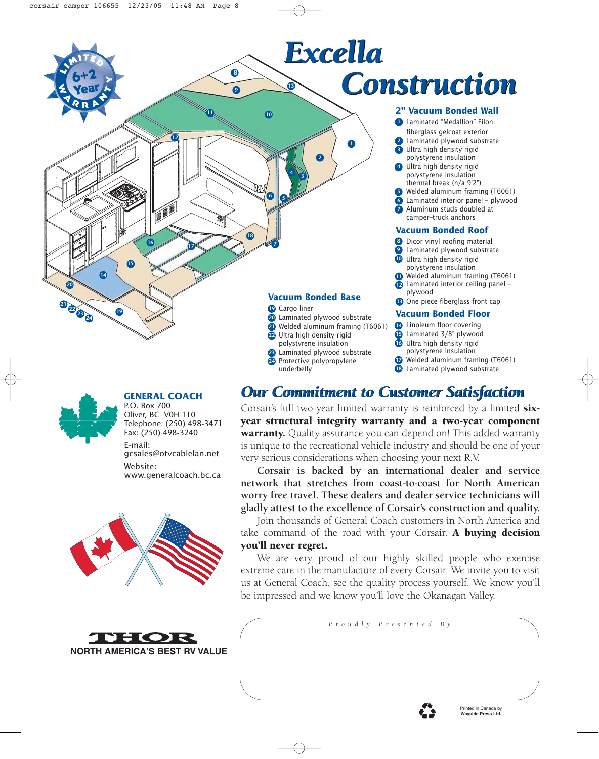# Excella Construction

Limited 6+2 Year Warranty

### 2" Vacuum Bonded Wall

1. Laminated "Medallion" Filon fiberglass gelcoat exterior
2. Laminated plywood substrate
3. Ultra high density rigid polystyrene insulation
4. Ultra high density rigid polystyrene insulation thermal break (n/a 9'2")
5. Welded aluminum framing (T6061)
6. Laminated interior panel – plywood
7. Aluminum studs doubled at camper–truck anchors

### Vacuum Bonded Roof

8. Dicor vinyl roofing material
9. Laminated plywood substrate
10. Ultra high density rigid polystyrene insulation
11. Welded aluminum framing (T6061)
12. Laminated interior ceiling panel – plywood
13. One piece fiberglass front cap

### Vacuum Bonded Floor

14. Linoleum floor covering
15. Laminated 3/8" plywood
16. Ultra high density rigid polystyrene insulation
17. Welded aluminum framing (T6061)
18. Laminated plywood substrate

### Vacuum Bonded Base

19. Cargo liner
20. Laminated plywood substrate
21. Welded aluminum framing (T6061)
22. Ultra high density rigid polystyrene insulation
23. Laminated plywood substrate
24. Protective polypropylene underbelly

**GENERAL COACH**
P.O. Box 700
Oliver, BC V0H 1T0
Telephone: (250) 498-3471
Fax: (250) 498-3240

E-mail:
gcsales@otvcablelan.net

Website:
www.generalcoach.bc.ca

## Our Commitment to Customer Satisfaction

Corsair's full two-year limited warranty is reinforced by a limited **six-year structural integrity warranty and a two-year component warranty.** Quality assurance you can depend on! This added warranty is unique to the recreational vehicle industry and should be one of your very serious considerations when choosing your next R.V.

**Corsair is backed by an international dealer and service network that stretches from coast-to-coast for North American worry free travel. These dealers and dealer service technicians will gladly attest to the excellence of Corsair's construction and quality.**

Join thousands of General Coach customers in North America and take command of the road with your Corsair. **A buying decision you'll never regret.**

We are very proud of our highly skilled people who exercise extreme care in the manufacture of every Corsair. We invite you to visit us at General Coach, see the quality process yourself. We know you'll be impressed and we know you'll love the Okanagan Valley.

THOR
NORTH AMERICA'S BEST RV VALUE

*Proudly Presented By*

Printed in Canada by
**Wayside Press Ltd.**